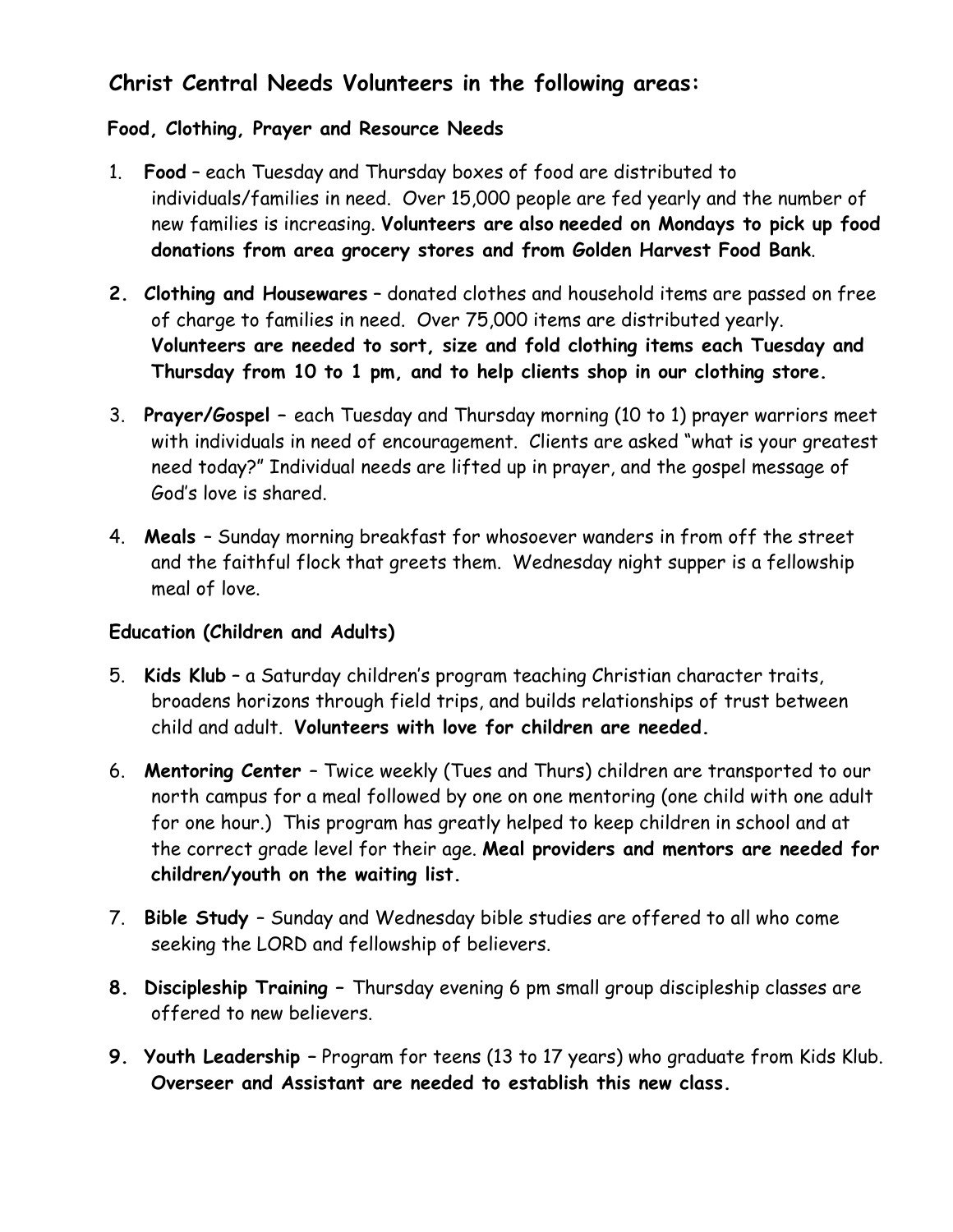## Christ Central Needs Volunteers in the following areas:

### Food, Clothing, Prayer and Resource Needs

1. **Food** – each Tuesday and Thursday boxes of food are distributed to individuals/families in need. Over 15,000 people are fed yearly and the number of new families is increasing. **Volunteers are also needed on Mondays to pick up food donations from area grocery stores and from Golden Harvest Food Bank**.
2. **Clothing and Housewares** – donated clothes and household items are passed on free of charge to families in need. Over 75,000 items are distributed yearly. **Volunteers are needed to sort, size and fold clothing items each Tuesday and Thursday from 10 to 1 pm, and to help clients shop in our clothing store.**
3. **Prayer/Gospel** – each Tuesday and Thursday morning (10 to 1) prayer warriors meet with individuals in need of encouragement. Clients are asked "what is your greatest need today?" Individual needs are lifted up in prayer, and the gospel message of God's love is shared.
4. **Meals** – Sunday morning breakfast for whosoever wanders in from off the street and the faithful flock that greets them. Wednesday night supper is a fellowship meal of love.

### Education (Children and Adults)

5. **Kids Klub** – a Saturday children's program teaching Christian character traits, broadens horizons through field trips, and builds relationships of trust between child and adult. **Volunteers with love for children are needed.**
6. **Mentoring Center** – Twice weekly (Tues and Thurs) children are transported to our north campus for a meal followed by one on one mentoring (one child with one adult for one hour.) This program has greatly helped to keep children in school and at the correct grade level for their age. **Meal providers and mentors are needed for children/youth on the waiting list.**
7. **Bible Study** – Sunday and Wednesday bible studies are offered to all who come seeking the LORD and fellowship of believers.
8. **Discipleship Training** – Thursday evening 6 pm small group discipleship classes are offered to new believers.
9. **Youth Leadership** – Program for teens (13 to 17 years) who graduate from Kids Klub. **Overseer and Assistant are needed to establish this new class.**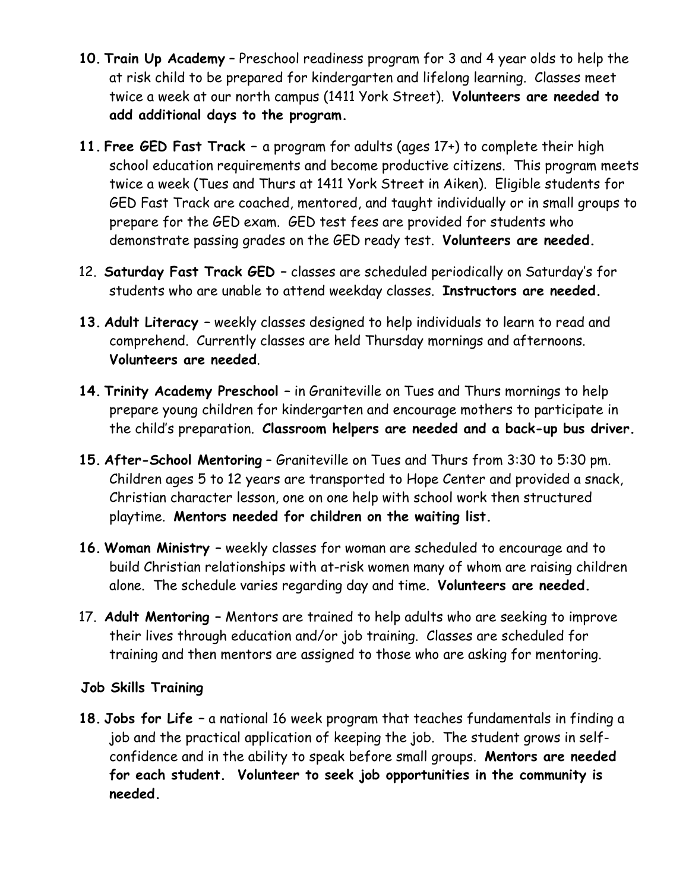10. **Train Up Academy** – Preschool readiness program for 3 and 4 year olds to help the at risk child to be prepared for kindergarten and lifelong learning. Classes meet twice a week at our north campus (1411 York Street). **Volunteers are needed to add additional days to the program.**

11. **Free GED Fast Track** – a program for adults (ages 17+) to complete their high school education requirements and become productive citizens. This program meets twice a week (Tues and Thurs at 1411 York Street in Aiken). Eligible students for GED Fast Track are coached, mentored, and taught individually or in small groups to prepare for the GED exam. GED test fees are provided for students who demonstrate passing grades on the GED ready test. **Volunteers are needed.**

12. **Saturday Fast Track GED** – classes are scheduled periodically on Saturday's for students who are unable to attend weekday classes. **Instructors are needed.**

13. **Adult Literacy** – weekly classes designed to help individuals to learn to read and comprehend. Currently classes are held Thursday mornings and afternoons. **Volunteers are needed**.

14. **Trinity Academy Preschool** – in Graniteville on Tues and Thurs mornings to help prepare young children for kindergarten and encourage mothers to participate in the child's preparation. **Classroom helpers are needed and a back-up bus driver.**

15. **After-School Mentoring** – Graniteville on Tues and Thurs from 3:30 to 5:30 pm. Children ages 5 to 12 years are transported to Hope Center and provided a snack, Christian character lesson, one on one help with school work then structured playtime. **Mentors needed for children on the waiting list.**

16. **Woman Ministry** – weekly classes for woman are scheduled to encourage and to build Christian relationships with at-risk women many of whom are raising children alone. The schedule varies regarding day and time. **Volunteers are needed.**

17. **Adult Mentoring** – Mentors are trained to help adults who are seeking to improve their lives through education and/or job training. Classes are scheduled for training and then mentors are assigned to those who are asking for mentoring.

**Job Skills Training**

18. **Jobs for Life** – a national 16 week program that teaches fundamentals in finding a job and the practical application of keeping the job. The student grows in self-confidence and in the ability to speak before small groups. **Mentors are needed for each student. Volunteer to seek job opportunities in the community is needed.**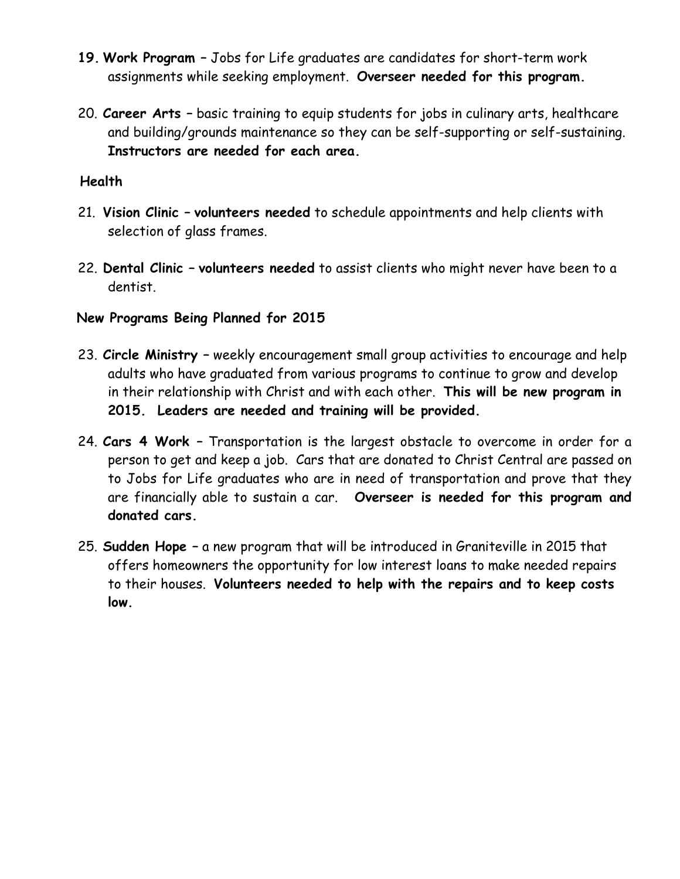19. **Work Program** – Jobs for Life graduates are candidates for short-term work assignments while seeking employment. **Overseer needed for this program.**

20. **Career Arts** – basic training to equip students for jobs in culinary arts, healthcare and building/grounds maintenance so they can be self-supporting or self-sustaining. **Instructors are needed for each area.**

**Health**

21. **Vision Clinic – volunteers needed** to schedule appointments and help clients with selection of glass frames.

22. **Dental Clinic – volunteers needed** to assist clients who might never have been to a dentist.

**New Programs Being Planned for 2015**

23. **Circle Ministry** – weekly encouragement small group activities to encourage and help adults who have graduated from various programs to continue to grow and develop in their relationship with Christ and with each other. **This will be new program in 2015. Leaders are needed and training will be provided.**

24. **Cars 4 Work** – Transportation is the largest obstacle to overcome in order for a person to get and keep a job. Cars that are donated to Christ Central are passed on to Jobs for Life graduates who are in need of transportation and prove that they are financially able to sustain a car. **Overseer is needed for this program and donated cars.**

25. **Sudden Hope** – a new program that will be introduced in Graniteville in 2015 that offers homeowners the opportunity for low interest loans to make needed repairs to their houses. **Volunteers needed to help with the repairs and to keep costs low.**